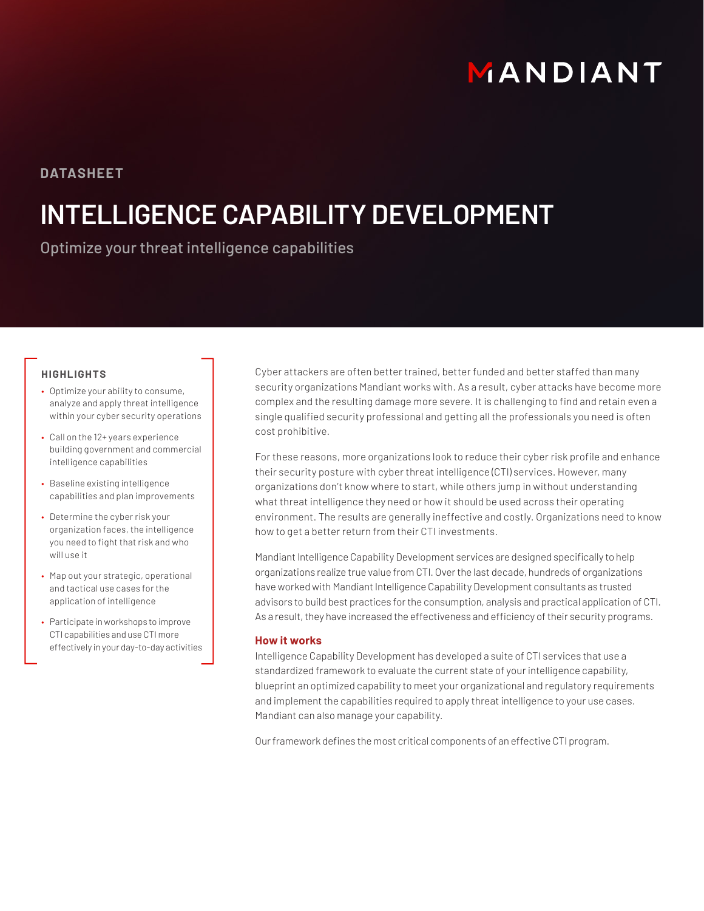MANDIANT

DATASHEET

# INTELLIGENCE CAPABILITY DEVELOPMENT

Optimize your threat intelligence capabilities

### HIGHLIGHTS

- Optimize your ability to consume, analyze and apply threat intelligence within your cyber security operations
- Call on the 12+ years experience building government and commercial intelligence capabilities
- Baseline existing intelligence capabilities and plan improvements
- Determine the cyber risk your organization faces, the intelligence you need to fight that risk and who will use it
- Map out your strategic, operational and tactical use cases for the application of intelligence
- Participate in workshops to improve CTI capabilities and use CTI more effectively in your day-to-day activities

Cyber attackers are often better trained, better funded and better staffed than many security organizations Mandiant works with. As a result, cyber attacks have become more complex and the resulting damage more severe. It is challenging to find and retain even a single qualified security professional and getting all the professionals you need is often cost prohibitive.

For these reasons, more organizations look to reduce their cyber risk profile and enhance their security posture with cyber threat intelligence (CTI) services. However, many organizations don't know where to start, while others jump in without understanding what threat intelligence they need or how it should be used across their operating environment. The results are generally ineffective and costly. Organizations need to know how to get a better return from their CTI investments.

Mandiant Intelligence Capability Development services are designed specifically to help organizations realize true value from CTI. Over the last decade, hundreds of organizations have worked with Mandiant Intelligence Capability Development consultants as trusted advisors to build best practices for the consumption, analysis and practical application of CTI. As a result, they have increased the effectiveness and efficiency of their security programs.

### How it works

Intelligence Capability Development has developed a suite of CTI services that use a standardized framework to evaluate the current state of your intelligence capability, blueprint an optimized capability to meet your organizational and regulatory requirements and implement the capabilities required to apply threat intelligence to your use cases. Mandiant can also manage your capability.

Our framework defines the most critical components of an effective CTI program.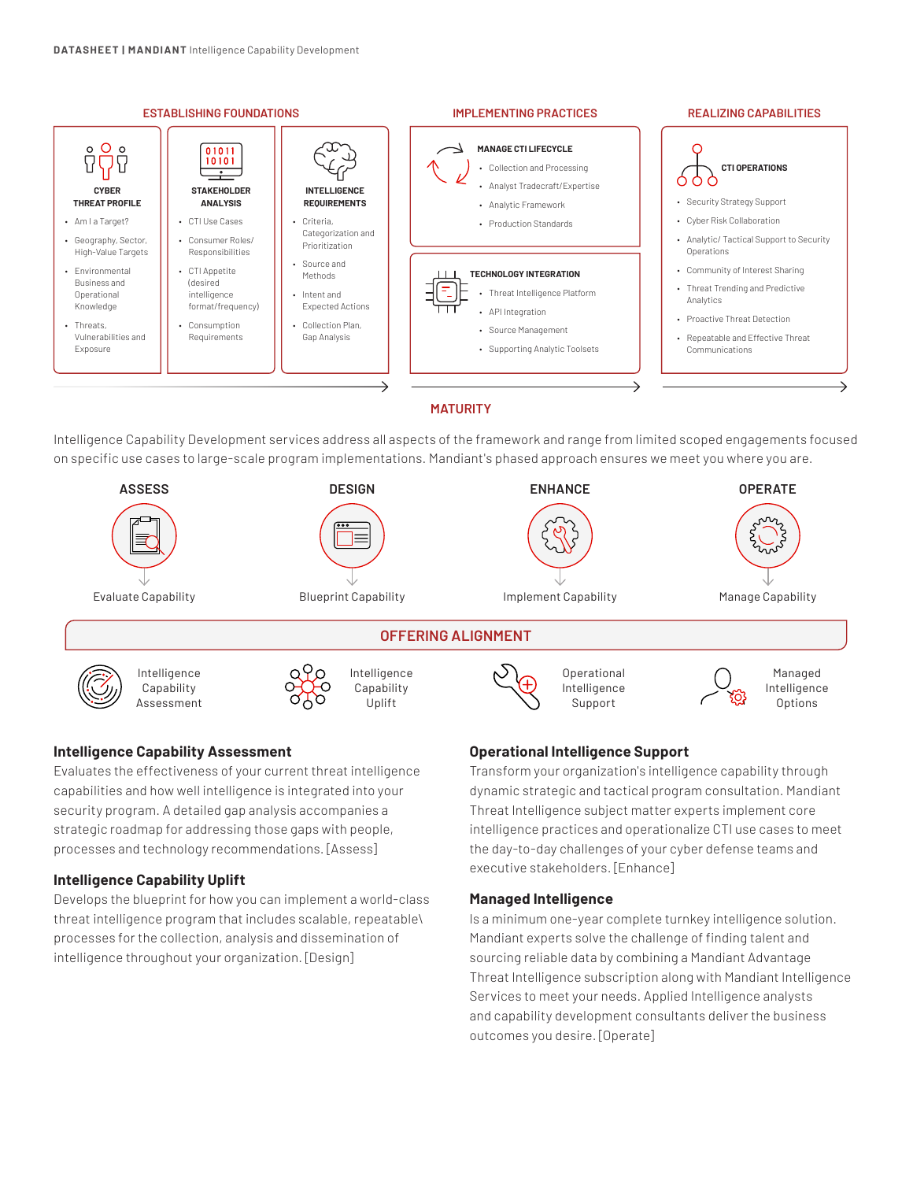## ESTABLISHING FOUNDATIONS

**CYBER THREAT PROFILE**

- Am I a Target?
- Geography, Sector, High-Value Targets
- Environmental Business and Operational Knowledge
- Threats, Vulnerabilities and Exposure

**STAKEHOLDER ANALYSIS**

- CTI Use Cases
- Consumer Roles/ Responsibilities
- CTI Appetite (desired intelligence format/frequency)
- Consumption Requirements

**INTELLIGENCE REQUIREMENTS**

- Criteria, Categorization and Prioritization
- Source and Methods
- Intent and Expected Actions
- Collection Plan, Gap Analysis

## IMPLEMENTING PRACTICES

**MANAGE CTI LIFECYCLE**

- Collection and Processing
- Analyst Tradecraft/Expertise
- Analytic Framework
- Production Standards

**TECHNOLOGY INTEGRATION**

- Threat Intelligence Platform
- API Integration
- Source Management
- Supporting Analytic Toolsets

## REALIZING CAPABILITIES

**CTI OPERATIONS**

- Security Strategy Support
- Cyber Risk Collaboration
- Analytic/ Tactical Support to Security Operations
- Community of Interest Sharing
- Threat Trending and Predictive Analytics
- Proactive Threat Detection
- Repeatable and Effective Threat Communications

MATURITY

Intelligence Capability Development services address all aspects of the framework and range from limited scoped engagements focused on specific use cases to large-scale program implementations. Mandiant's phased approach ensures we meet you where you are.

| ASSESS | DESIGN | ENHANCE | OPERATE |
|---|---|---|---|
| Evaluate Capability | Blueprint Capability | Implement Capability | Manage Capability |

## OFFERING ALIGNMENT

| Intelligence Capability Assessment | Intelligence Capability Uplift | Operational Intelligence Support | Managed Intelligence Options |
|---|---|---|---|

### Intelligence Capability Assessment

Evaluates the effectiveness of your current threat intelligence capabilities and how well intelligence is integrated into your security program. A detailed gap analysis accompanies a strategic roadmap for addressing those gaps with people, processes and technology recommendations. [Assess]

### Intelligence Capability Uplift

Develops the blueprint for how you can implement a world-class threat intelligence program that includes scalable, repeatable\ processes for the collection, analysis and dissemination of intelligence throughout your organization. [Design]

### Operational Intelligence Support

Transform your organization's intelligence capability through dynamic strategic and tactical program consultation. Mandiant Threat Intelligence subject matter experts implement core intelligence practices and operationalize CTI use cases to meet the day-to-day challenges of your cyber defense teams and executive stakeholders. [Enhance]

### Managed Intelligence

Is a minimum one-year complete turnkey intelligence solution. Mandiant experts solve the challenge of finding talent and sourcing reliable data by combining a Mandiant Advantage Threat Intelligence subscription along with Mandiant Intelligence Services to meet your needs. Applied Intelligence analysts and capability development consultants deliver the business outcomes you desire. [Operate]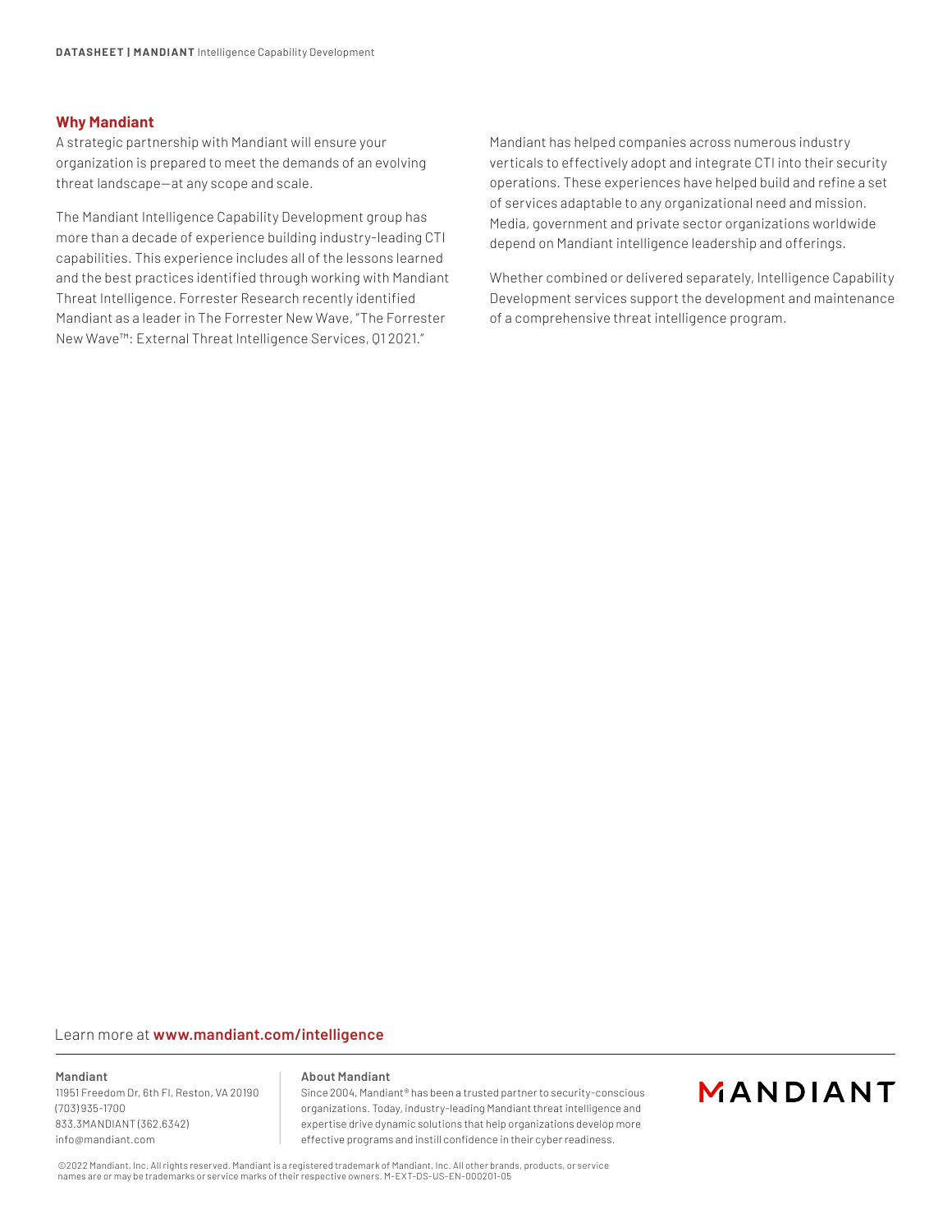## Why Mandiant

A strategic partnership with Mandiant will ensure your organization is prepared to meet the demands of an evolving threat landscape—at any scope and scale.

The Mandiant Intelligence Capability Development group has more than a decade of experience building industry-leading CTI capabilities. This experience includes all of the lessons learned and the best practices identified through working with Mandiant Threat Intelligence. Forrester Research recently identified Mandiant as a leader in The Forrester New Wave, "The Forrester New Wave™: External Threat Intelligence Services, Q1 2021."

Mandiant has helped companies across numerous industry verticals to effectively adopt and integrate CTI into their security operations. These experiences have helped build and refine a set of services adaptable to any organizational need and mission. Media, government and private sector organizations worldwide depend on Mandiant intelligence leadership and offerings.

Whether combined or delivered separately, Intelligence Capability Development services support the development and maintenance of a comprehensive threat intelligence program.

Learn more at **www.mandiant.com/intelligence**

**Mandiant**
11951 Freedom Dr, 6th Fl, Reston, VA 20190
(703) 935-1700
833.3MANDIANT (362.6342)
info@mandiant.com

**About Mandiant**
Since 2004, Mandiant® has been a trusted partner to security-conscious organizations. Today, industry-leading Mandiant threat intelligence and expertise drive dynamic solutions that help organizations develop more effective programs and instill confidence in their cyber readiness.

MANDIANT

©2022 Mandiant, Inc. All rights reserved. Mandiant is a registered trademark of Mandiant, Inc. All other brands, products, or service names are or may be trademarks or service marks of their respective owners. M-EXT-DS-US-EN-000201-05